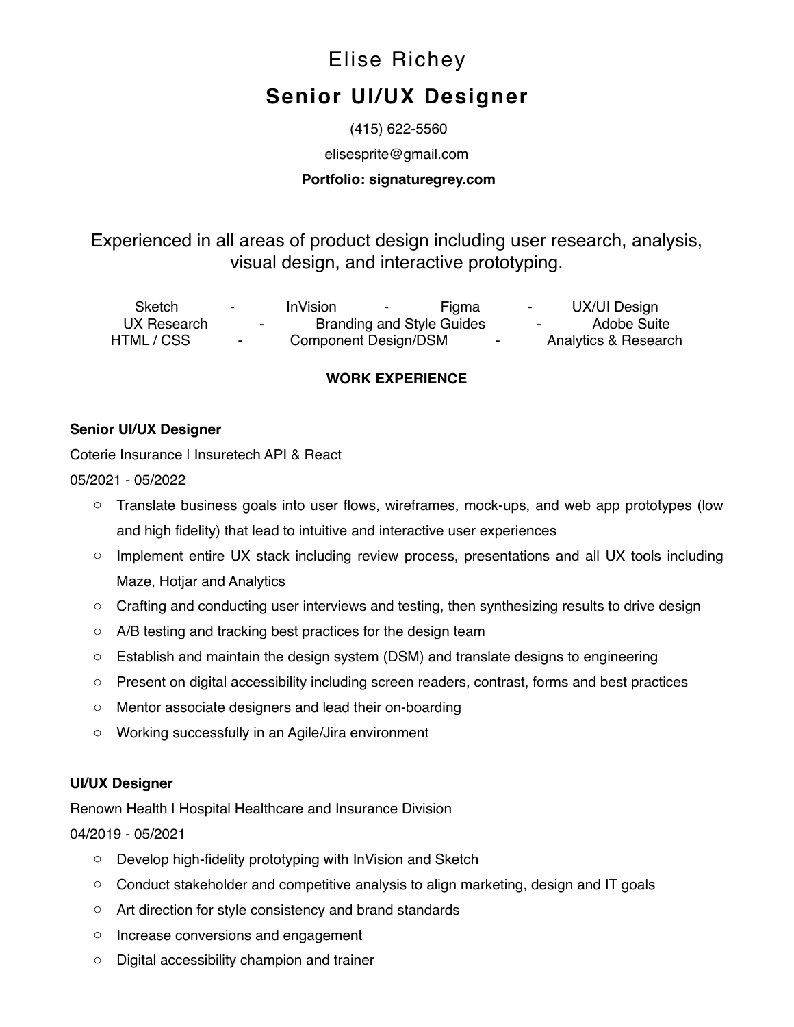# Elise Richey

## Senior UI/UX Designer

(415) 622-5560

elisesprite@gmail.com

**Portfolio: signaturegrey.com**

Experienced in all areas of product design including user research, analysis, visual design, and interactive prototyping.

Sketch - InVision - Figma - UX/UI Design
UX Research - Branding and Style Guides - Adobe Suite
HTML / CSS - Component Design/DSM - Analytics & Research

**WORK EXPERIENCE**

**Senior UI/UX Designer**

Coterie Insurance | Insuretech API & React

05/2021 - 05/2022

- Translate business goals into user flows, wireframes, mock-ups, and web app prototypes (low and high fidelity) that lead to intuitive and interactive user experiences
- Implement entire UX stack including review process, presentations and all UX tools including Maze, Hotjar and Analytics
- Crafting and conducting user interviews and testing, then synthesizing results to drive design
- A/B testing and tracking best practices for the design team
- Establish and maintain the design system (DSM) and translate designs to engineering
- Present on digital accessibility including screen readers, contrast, forms and best practices
- Mentor associate designers and lead their on-boarding
- Working successfully in an Agile/Jira environment

**UI/UX Designer**

Renown Health | Hospital Healthcare and Insurance Division

04/2019 - 05/2021

- Develop high-fidelity prototyping with InVision and Sketch
- Conduct stakeholder and competitive analysis to align marketing, design and IT goals
- Art direction for style consistency and brand standards
- Increase conversions and engagement
- Digital accessibility champion and trainer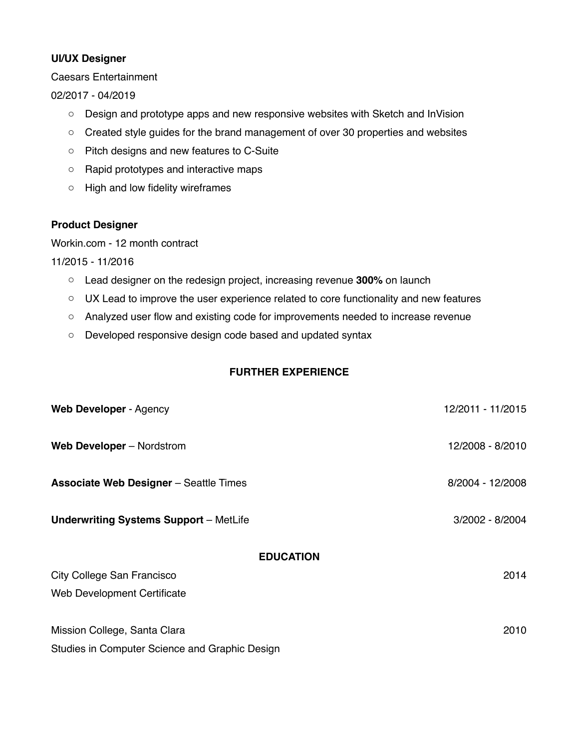**UI/UX Designer**

Caesars Entertainment

02/2017 - 04/2019

- Design and prototype apps and new responsive websites with Sketch and InVision
- Created style guides for the brand management of over 30 properties and websites
- Pitch designs and new features to C-Suite
- Rapid prototypes and interactive maps
- High and low fidelity wireframes

**Product Designer**

Workin.com - 12 month contract

11/2015 - 11/2016

- Lead designer on the redesign project, increasing revenue **300%** on launch
- UX Lead to improve the user experience related to core functionality and new features
- Analyzed user flow and existing code for improvements needed to increase revenue
- Developed responsive design code based and updated syntax

## FURTHER EXPERIENCE

**Web Developer** - Agency 12/2011 - 11/2015

**Web Developer** – Nordstrom 12/2008 - 8/2010

**Associate Web Designer** – Seattle Times 8/2004 - 12/2008

**Underwriting Systems Support** – MetLife 3/2002 - 8/2004

## EDUCATION

City College San Francisco 2014

Web Development Certificate

Mission College, Santa Clara 2010

Studies in Computer Science and Graphic Design